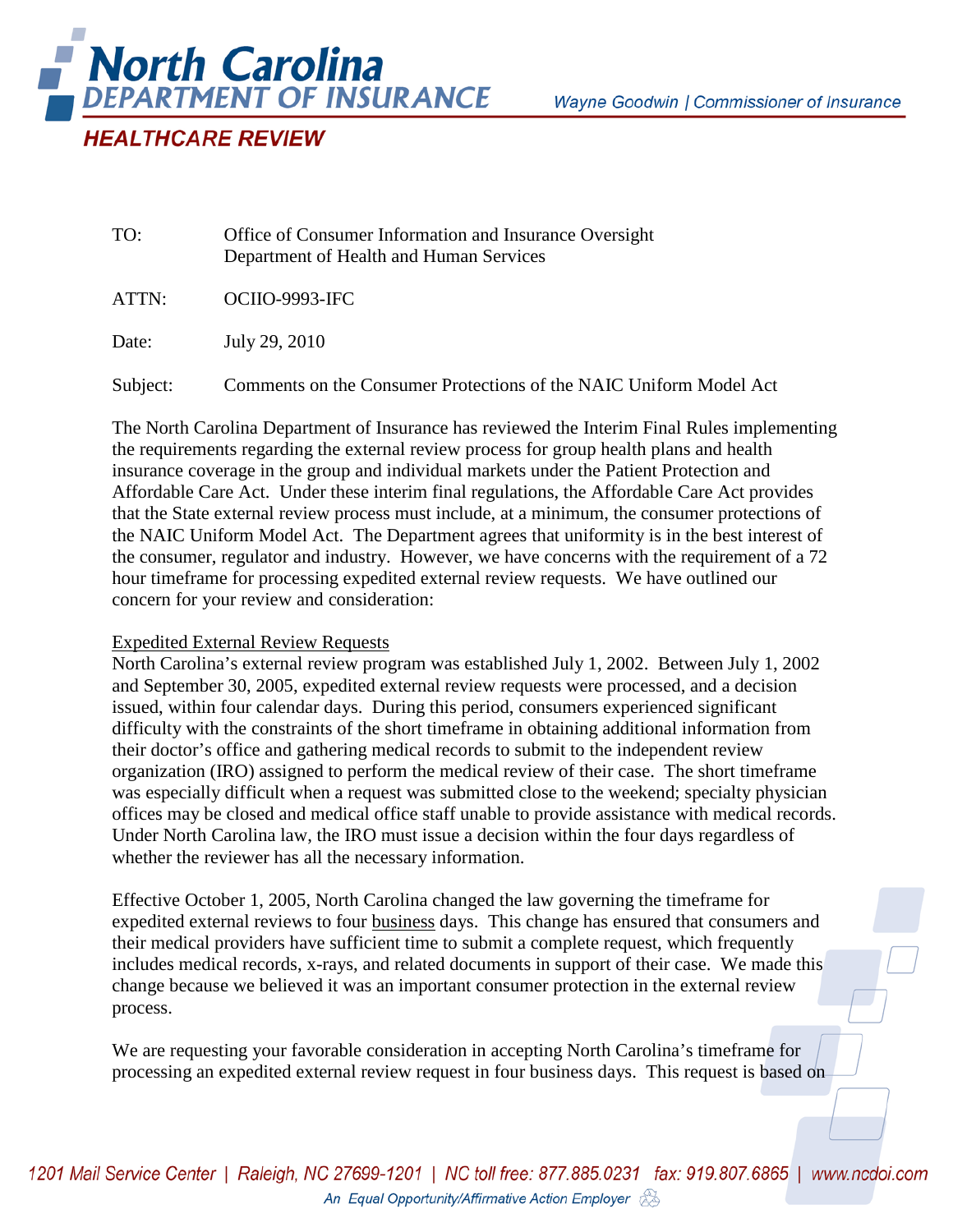# North Carolina DEPARTMENT OF INSURANCE

Wayne Goodwin | Commissioner of Insurance

## HEALTHCARE REVIEW

TO: Office of Consumer Information and Insurance Oversight
Department of Health and Human Services

ATTN: OCIIO-9993-IFC

Date: July 29, 2010

Subject: Comments on the Consumer Protections of the NAIC Uniform Model Act

The North Carolina Department of Insurance has reviewed the Interim Final Rules implementing the requirements regarding the external review process for group health plans and health insurance coverage in the group and individual markets under the Patient Protection and Affordable Care Act. Under these interim final regulations, the Affordable Care Act provides that the State external review process must include, at a minimum, the consumer protections of the NAIC Uniform Model Act. The Department agrees that uniformity is in the best interest of the consumer, regulator and industry. However, we have concerns with the requirement of a 72 hour timeframe for processing expedited external review requests. We have outlined our concern for your review and consideration:

<u>Expedited External Review Requests</u>

North Carolina's external review program was established July 1, 2002. Between July 1, 2002 and September 30, 2005, expedited external review requests were processed, and a decision issued, within four calendar days. During this period, consumers experienced significant difficulty with the constraints of the short timeframe in obtaining additional information from their doctor's office and gathering medical records to submit to the independent review organization (IRO) assigned to perform the medical review of their case. The short timeframe was especially difficult when a request was submitted close to the weekend; specialty physician offices may be closed and medical office staff unable to provide assistance with medical records. Under North Carolina law, the IRO must issue a decision within the four days regardless of whether the reviewer has all the necessary information.

Effective October 1, 2005, North Carolina changed the law governing the timeframe for expedited external reviews to four <u>business</u> days. This change has ensured that consumers and their medical providers have sufficient time to submit a complete request, which frequently includes medical records, x-rays, and related documents in support of their case. We made this change because we believed it was an important consumer protection in the external review process.

We are requesting your favorable consideration in accepting North Carolina's timeframe for processing an expedited external review request in four business days. This request is based on

1201 Mail Service Center | Raleigh, NC 27699-1201 | NC toll free: 877.885.0231 fax: 919.807.6865 | www.ncdoi.com

An Equal Opportunity/Affirmative Action Employer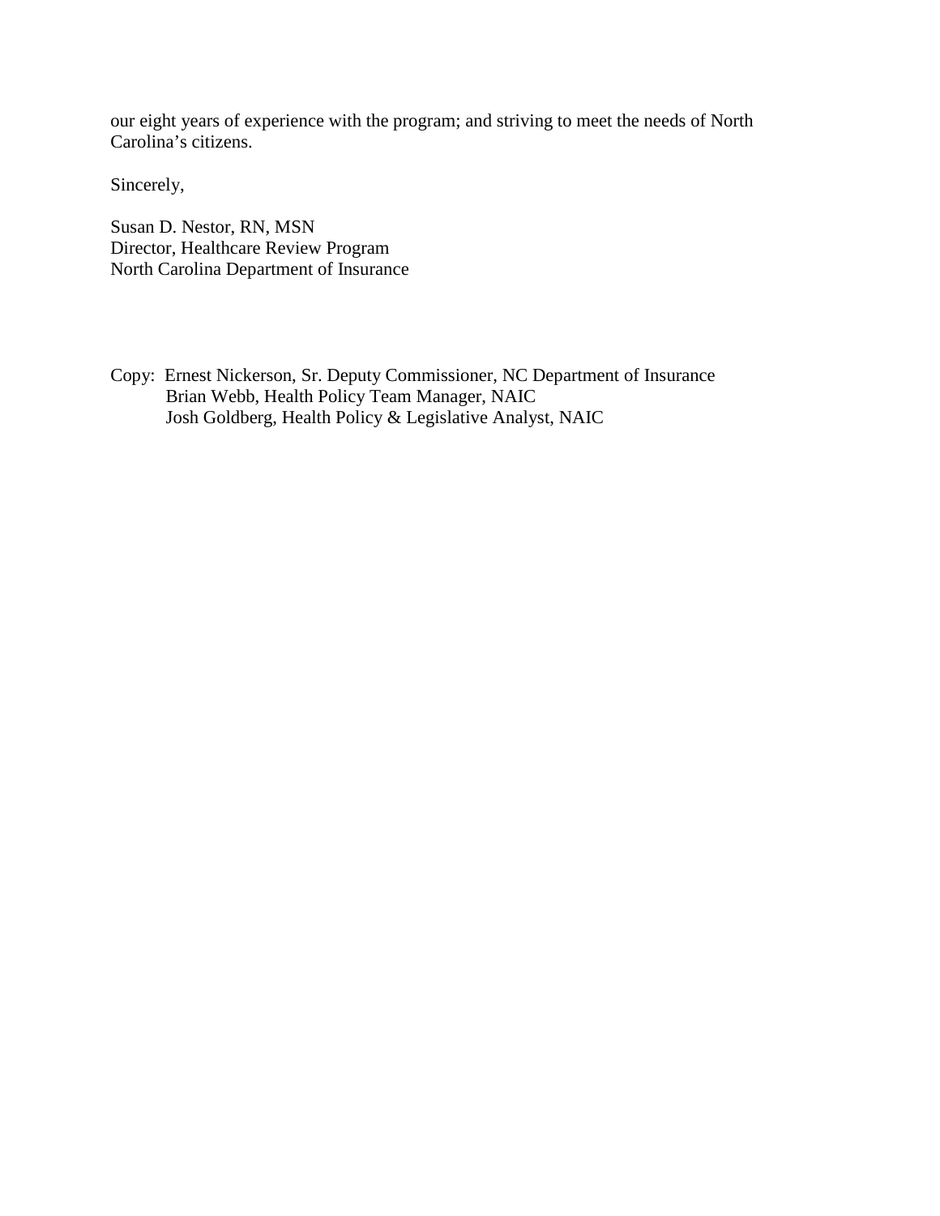our eight years of experience with the program; and striving to meet the needs of North Carolina's citizens.

Sincerely,

Susan D. Nestor, RN, MSN
Director, Healthcare Review Program
North Carolina Department of Insurance

Copy: Ernest Nickerson, Sr. Deputy Commissioner, NC Department of Insurance
Brian Webb, Health Policy Team Manager, NAIC
Josh Goldberg, Health Policy & Legislative Analyst, NAIC